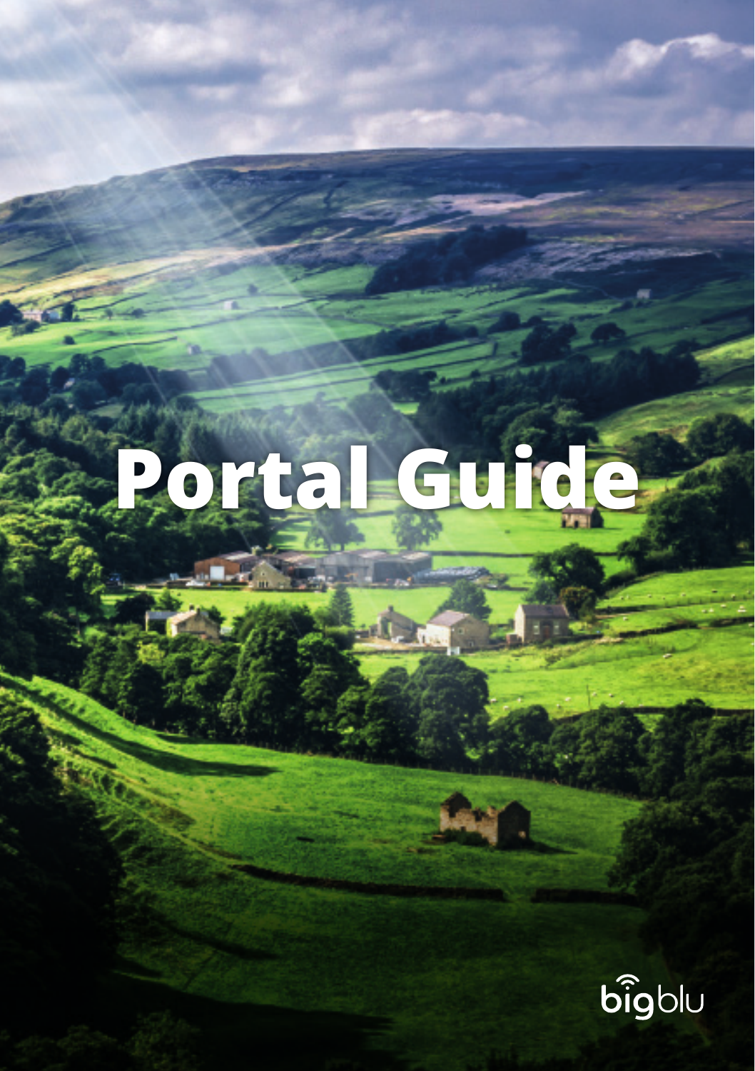# Portal Guide

bigblu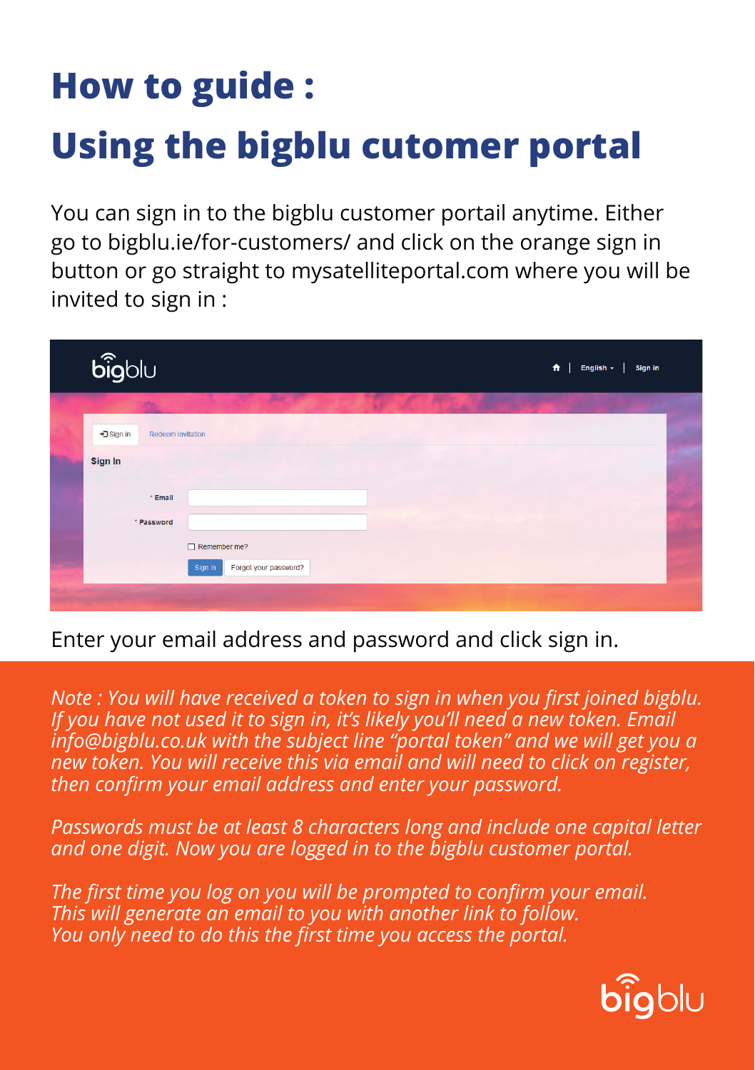# How to guide :

# Using the bigblu cutomer portal

You can sign in to the bigblu customer portail anytime. Either go to bigblu.ie/for-customers/ and click on the orange sign in button or go straight to mysatelliteportal.com where you will be invited to sign in :

Enter your email address and password and click sign in.

*Note : You will have received a token to sign in when you first joined bigblu. If you have not used it to sign in, it's likely you'll need a new token. Email info@bigblu.co.uk with the subject line "portal token" and we will get you a new token. You will receive this via email and will need to click on register, then confirm your email address and enter your password.*

*Passwords must be at least 8 characters long and include one capital letter and one digit. Now you are logged in to the bigblu customer portal.*

*The first time you log on you will be prompted to confirm your email. This will generate an email to you with another link to follow. You only need to do this the first time you access the portal.*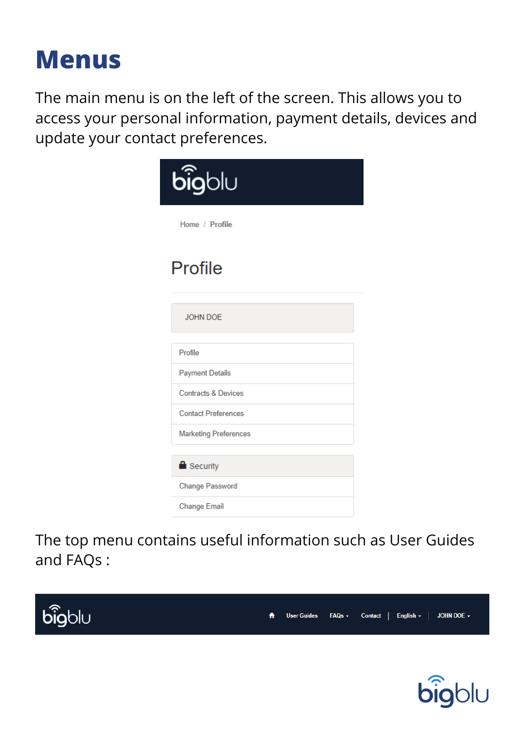# Menus

The main menu is on the left of the screen. This allows you to access your personal information, payment details, devices and update your contact preferences.

bigblu

Home / Profile

Profile

JOHN DOE

- Profile
- Payment Details
- Contracts & Devices
- Contact Preferences
- Marketing Preferences

Security

- Change Password
- Change Email

The top menu contains useful information such as User Guides and FAQs :

bigblu — User Guides | FAQs | Contact | English | JOHN DOE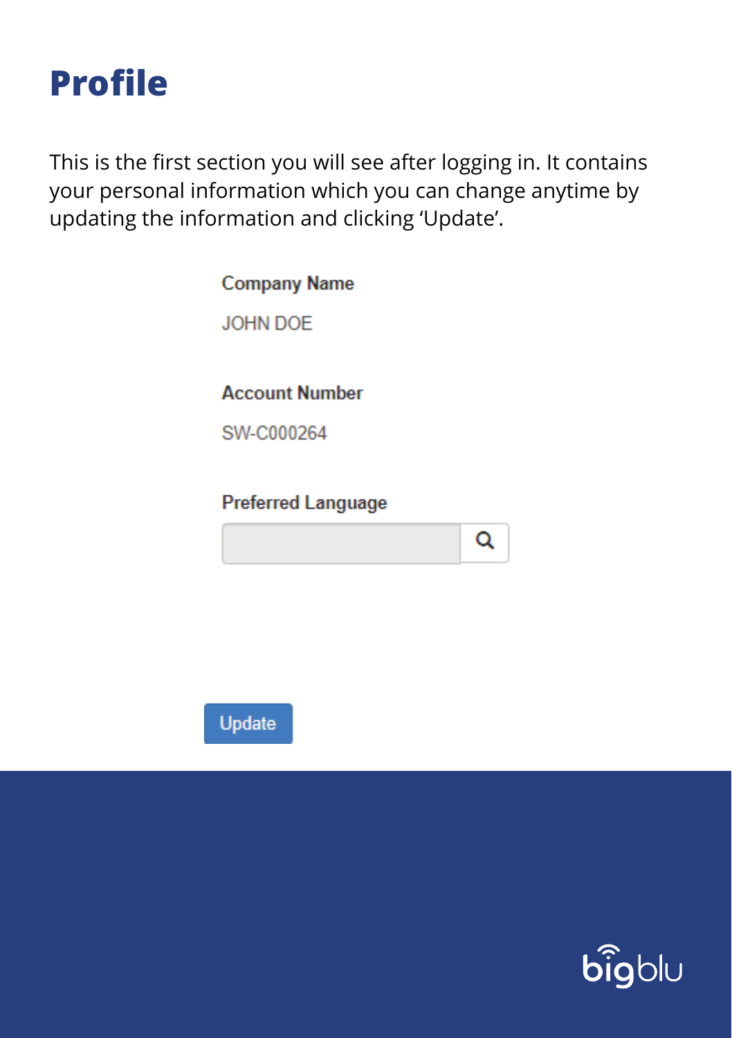# Profile

This is the first section you will see after logging in. It contains your personal information which you can change anytime by updating the information and clicking 'Update'.

**Company Name**

JOHN DOE

**Account Number**

SW-C000264

**Preferred Language**

Update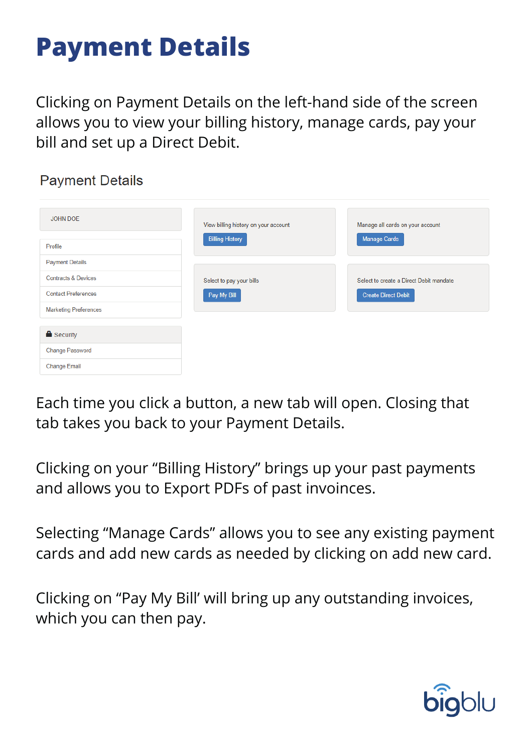# Payment Details

Clicking on Payment Details on the left-hand side of the screen allows you to view your billing history, manage cards, pay your bill and set up a Direct Debit.

Payment Details

JOHN DOE

- Profile
- Payment Details
- Contracts & Devices
- Contact Preferences
- Marketing Preferences

Security

- Change Password
- Change Email

View billing history on your account

Billing History

Manage all cards on your account

Manage Cards

Select to pay your bills

Pay My Bill

Select to create a Direct Debit mandate

Create Direct Debit

Each time you click a button, a new tab will open. Closing that tab takes you back to your Payment Details.

Clicking on your “Billing History” brings up your past payments and allows you to Export PDFs of past invoices.

Selecting “Manage Cards” allows you to see any existing payment cards and add new cards as needed by clicking on add new card.

Clicking on “Pay My Bill’ will bring up any outstanding invoices, which you can then pay.

bigblu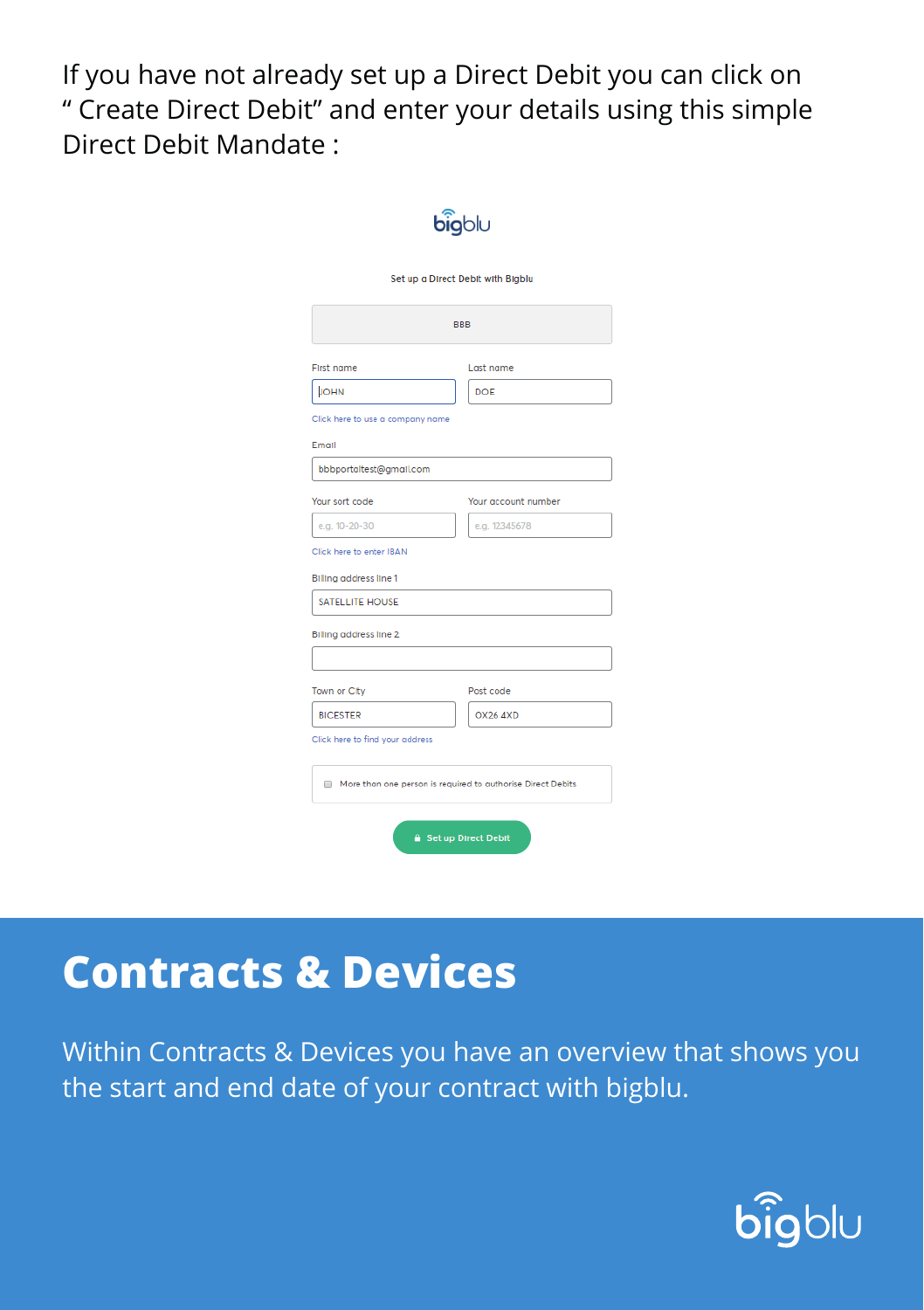If you have not already set up a Direct Debit you can click on " Create Direct Debit" and enter your details using this simple Direct Debit Mandate :

bigblu

Set up a Direct Debit with Bigblu

BBB

First name: JOHN

Last name: DOE

Click here to use a company name

Email: bbbportaltest@gmail.com

Your sort code: e.g. 10-20-30

Your account number: e.g. 12345678

Click here to enter IBAN

Billing address line 1: SATELLITE HOUSE

Billing address line 2:

Town or City: BICESTER

Post code: OX26 4XD

Click here to find your address

More than one person is required to authorise Direct Debits

Set up Direct Debit

# Contracts & Devices

Within Contracts & Devices you have an overview that shows you the start and end date of your contract with bigblu.

bigblu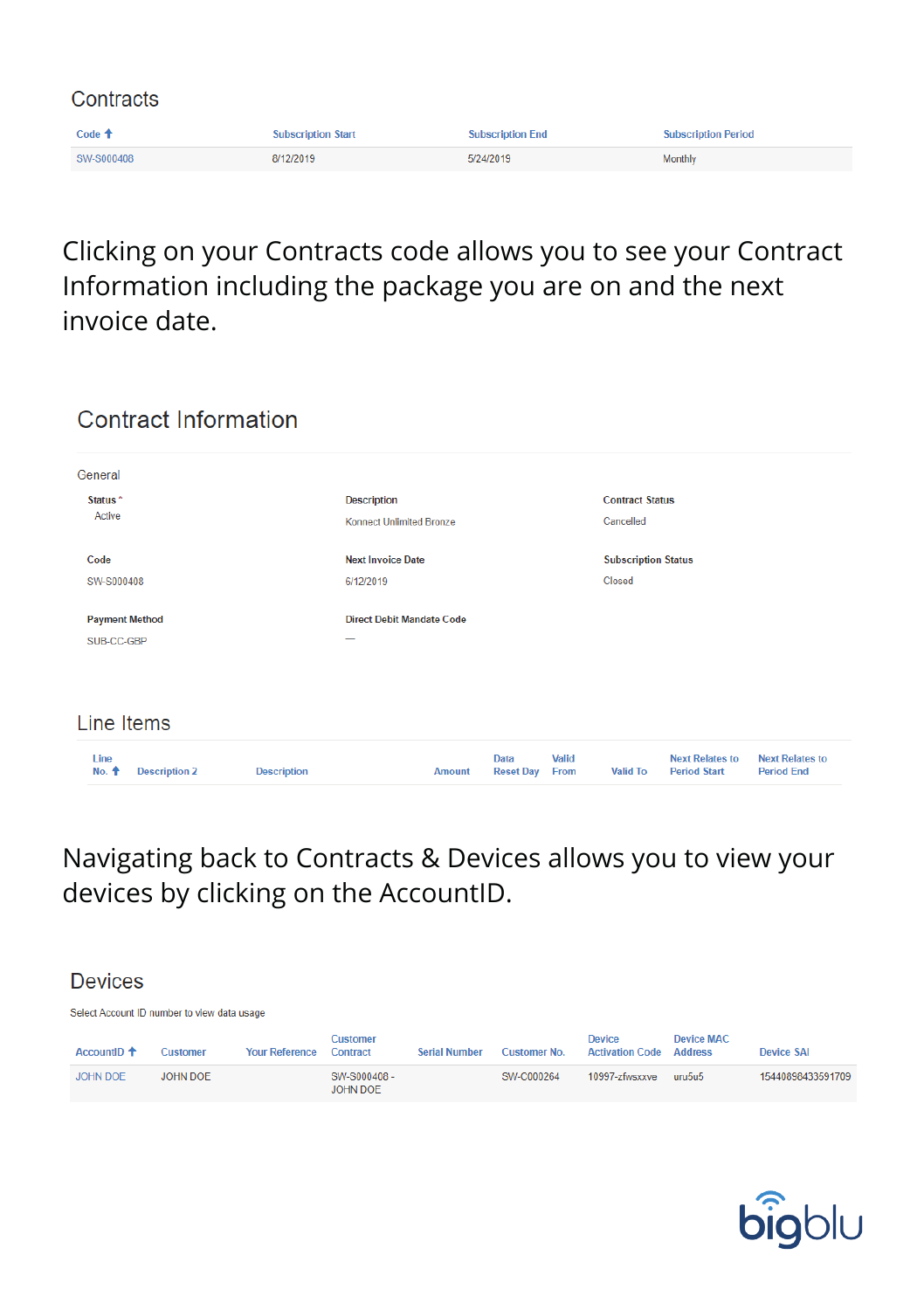## Contracts

| Code | Subscription Start | Subscription End | Subscription Period |
|---|---|---|---|
| SW-S000408 | 8/12/2019 | 5/24/2019 | Monthly |

Clicking on your Contracts code allows you to see your Contract Information including the package you are on and the next invoice date.

## Contract Information

### General

**Status ***
Active

**Description**
Konnect Unlimited Bronze

**Contract Status**
Cancelled

**Code**
SW-S000408

**Next Invoice Date**
6/12/2019

**Subscription Status**
Closed

**Payment Method**
SUB-CC-GBP

**Direct Debit Mandate Code**
—

## Line Items

| Line No. | Description 2 | Description | Amount | Data Reset Day | Valid From | Valid To | Next Relates to Period Start | Next Relates to Period End |
|---|---|---|---|---|---|---|---|---|

Navigating back to Contracts & Devices allows you to view your devices by clicking on the AccountID.

## Devices

Select Account ID number to view data usage

| AccountID | Customer | Your Reference | Customer Contract | Serial Number | Customer No. | Device Activation Code | Device MAC Address | Device SAI |
|---|---|---|---|---|---|---|---|---|
| JOHN DOE | JOHN DOE | | SW-S000408 - JOHN DOE | | SW-C000264 | 10997-zfwsxxve | uru5u5 | 15440898433591709 |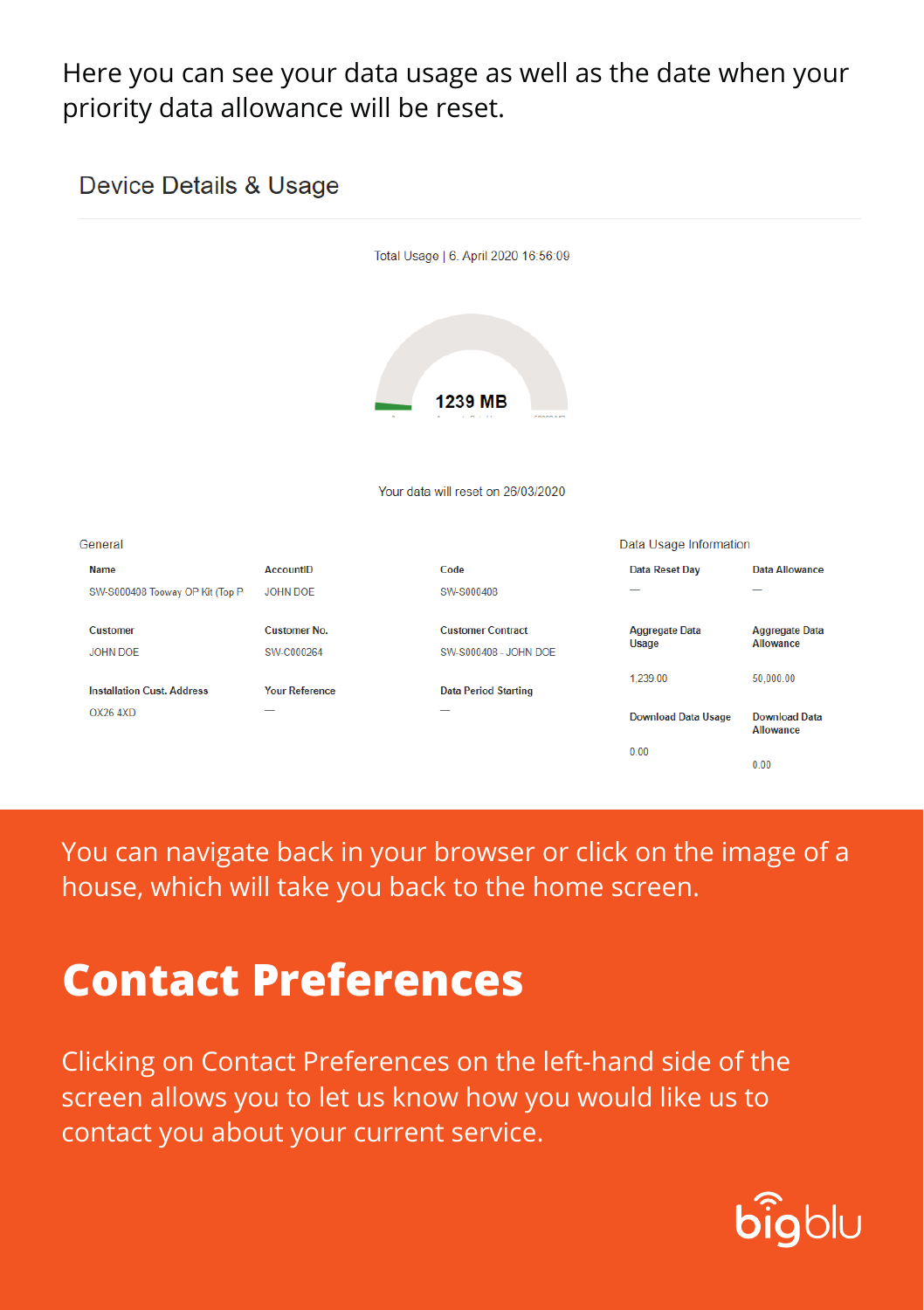Here you can see your data usage as well as the date when your priority data allowance will be reset.

## Device Details & Usage

Total Usage | 6. April 2020 16:56:09

**1239 MB**

Your data will reset on 26/03/2020

**General**

| Name | AccountID | Code |
|---|---|---|
| SW-S000408 Tooway OP Kit (Top P | JOHN DOE | SW-S000408 |
| **Customer** | **Customer No.** | **Customer Contract** |
| JOHN DOE | SW-C000264 | SW-S000408 - JOHN DOE |
| **Installation Cust. Address** | **Your Reference** | **Data Period Starting** |
| OX26 4XD | — | — |

**Data Usage Information**

| Data Reset Day | Data Allowance |
|---|---|
| — | — |
| **Aggregate Data Usage** | **Aggregate Data Allowance** |
| 1,239.00 | 50,000.00 |
| **Download Data Usage** | **Download Data Allowance** |
| 0.00 | 0.00 |

You can navigate back in your browser or click on the image of a house, which will take you back to the home screen.

# Contact Preferences

Clicking on Contact Preferences on the left-hand side of the screen allows you to let us know how you would like us to contact you about your current service.

bigblu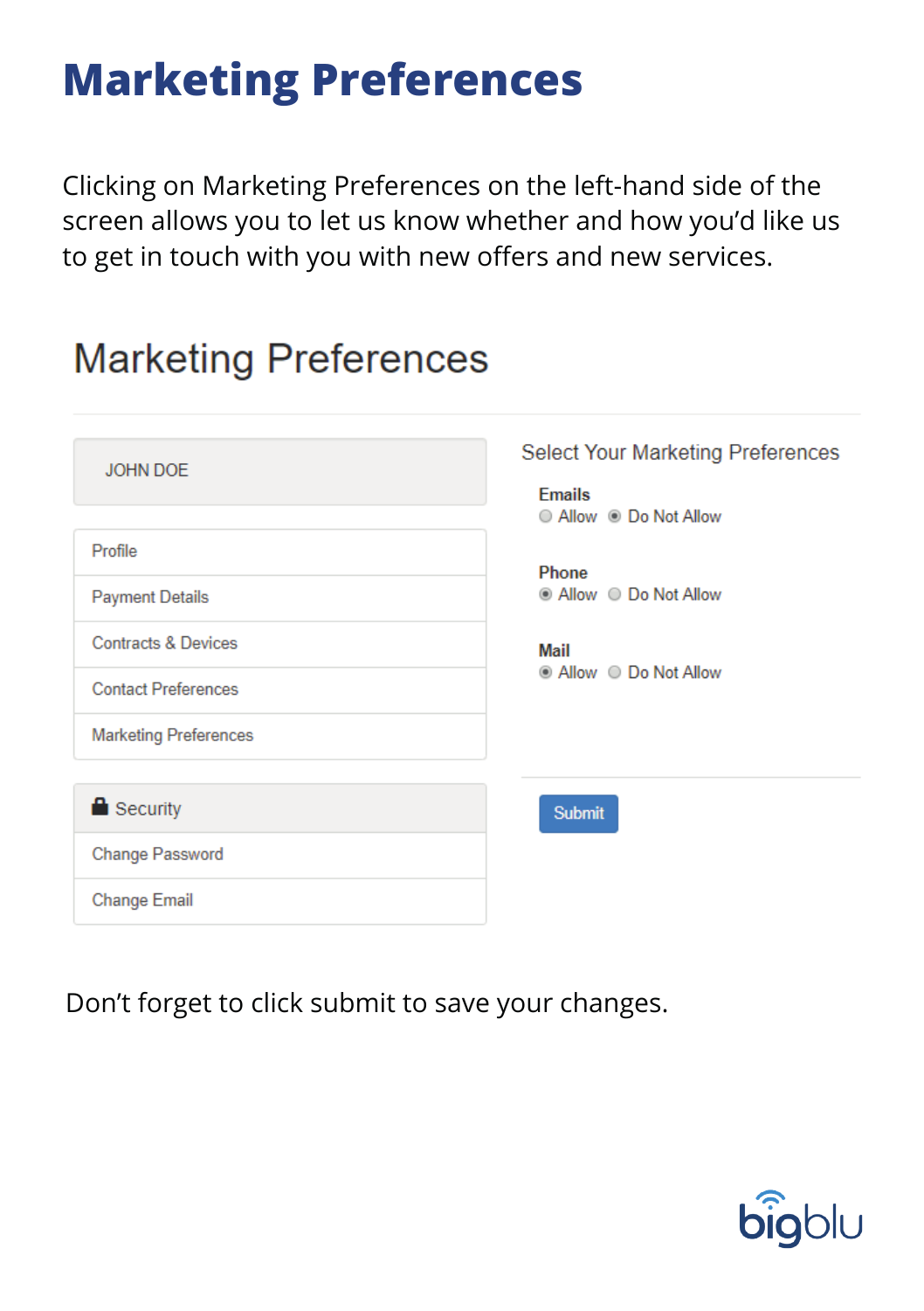# Marketing Preferences

Clicking on Marketing Preferences on the left-hand side of the screen allows you to let us know whether and how you'd like us to get in touch with you with new offers and new services.

## Marketing Preferences

JOHN DOE

- Profile
- Payment Details
- Contracts & Devices
- Contact Preferences
- Marketing Preferences

**Security**

- Change Password
- Change Email

Select Your Marketing Preferences

**Emails**
○ Allow ◉ Do Not Allow

**Phone**
◉ Allow ○ Do Not Allow

**Mail**
◉ Allow ○ Do Not Allow

Submit

Don't forget to click submit to save your changes.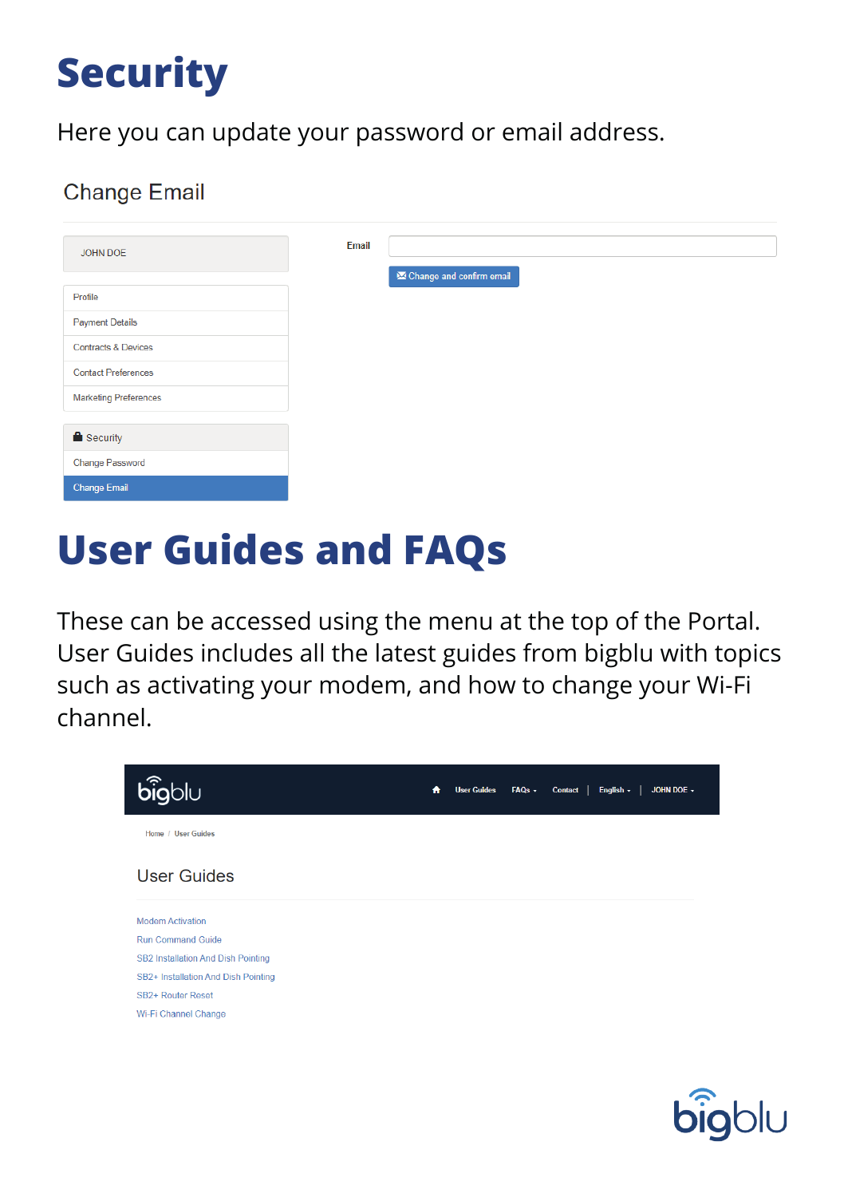# Security

Here you can update your password or email address.

Change Email

JOHN DOE

Profile

Payment Details

Contracts & Devices

Contact Preferences

Marketing Preferences

Security

Change Password

Change Email

Email

Change and confirm email

# User Guides and FAQs

These can be accessed using the menu at the top of the Portal. User Guides includes all the latest guides from bigblu with topics such as activating your modem, and how to change your Wi-Fi channel.

bigblu

User Guides | FAQs | Contact | English | JOHN DOE

Home / User Guides

User Guides

Modem Activation

Run Command Guide

SB2 Installation And Dish Pointing

SB2+ Installation And Dish Pointing

SB2+ Router Reset

Wi-Fi Channel Change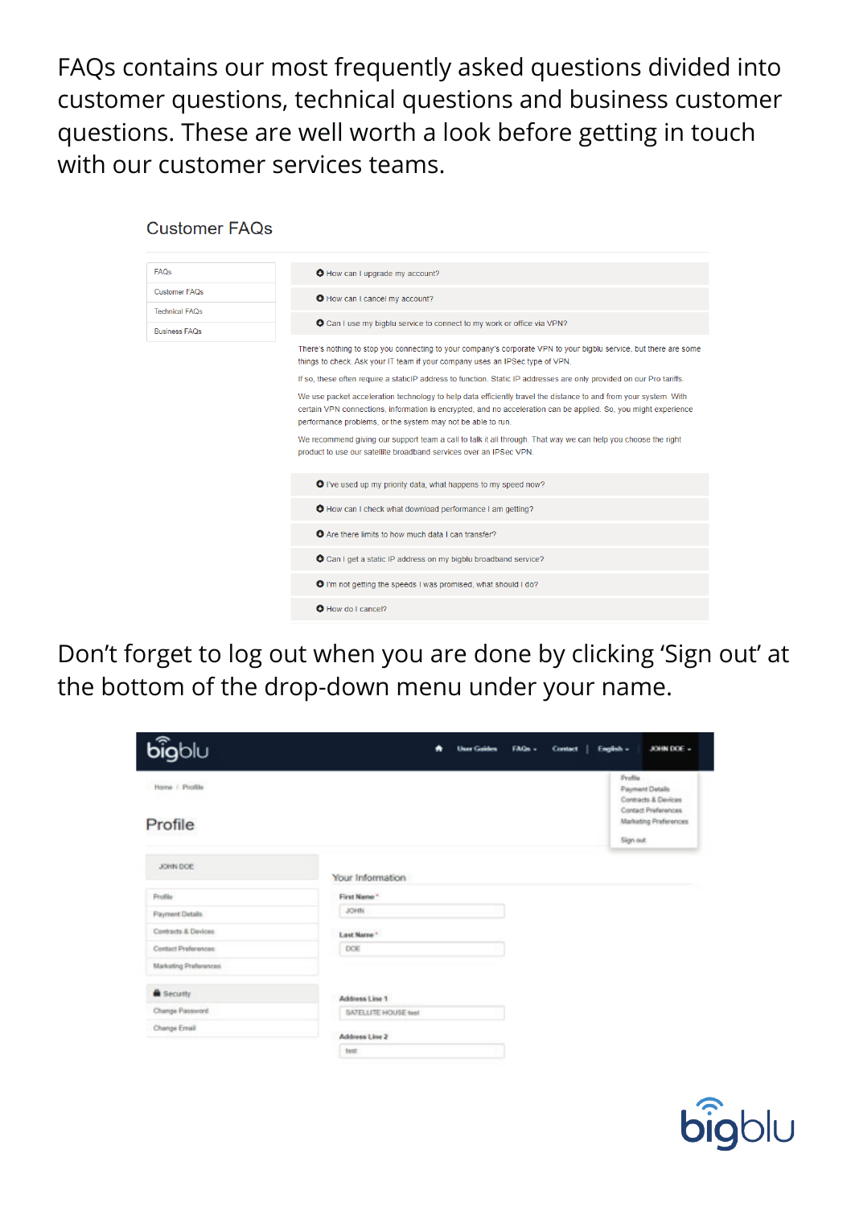FAQs contains our most frequently asked questions divided into customer questions, technical questions and business customer questions. These are well worth a look before getting in touch with our customer services teams.

Customer FAQs

- FAQs
- Customer FAQs
- Technical FAQs
- Business FAQs

- How can I upgrade my account?
- How can I cancel my account?
- Can I use my bigblu service to connect to my work or office via VPN?

There's nothing to stop you connecting to your company's corporate VPN to your bigblu service, but there are some things to check. Ask your IT team if your company uses an IPSec type of VPN.

If so, these often require a staticIP address to function. Static IP addresses are only provided on our Pro tariffs.

We use packet acceleration technology to help data efficiently travel the distance to and from your system. With certain VPN connections, information is encrypted, and no acceleration can be applied. So, you might experience performance problems, or the system may not be able to run.

We recommend giving our support team a call to talk it all through. That way we can help you choose the right product to use our satellite broadband services over an IPSec VPN.

- I've used up my priority data, what happens to my speed now?
- How can I check what download performance I am getting?
- Are there limits to how much data I can transfer?
- Can I get a static IP address on my bigblu broadband service?
- I'm not getting the speeds I was promised, what should I do?
- How do I cancel?

Don't forget to log out when you are done by clicking 'Sign out' at the bottom of the drop-down menu under your name.

bigblu — User Guides | FAQs | Contact | English | JOHN DOE

- Profile
- Payment Details
- Contracts & Devices
- Contact Preferences
- Marketing Preferences
- Sign out

Home / Profile

Profile

JOHN DOE

- Profile
- Payment Details
- Contracts & Devices
- Contact Preferences
- Marketing Preferences

Security

- Change Password
- Change Email

Your Information

First Name *: JOHN

Last Name *: DOE

Address Line 1: SATELLITE HOUSE test

Address Line 2: test

bigblu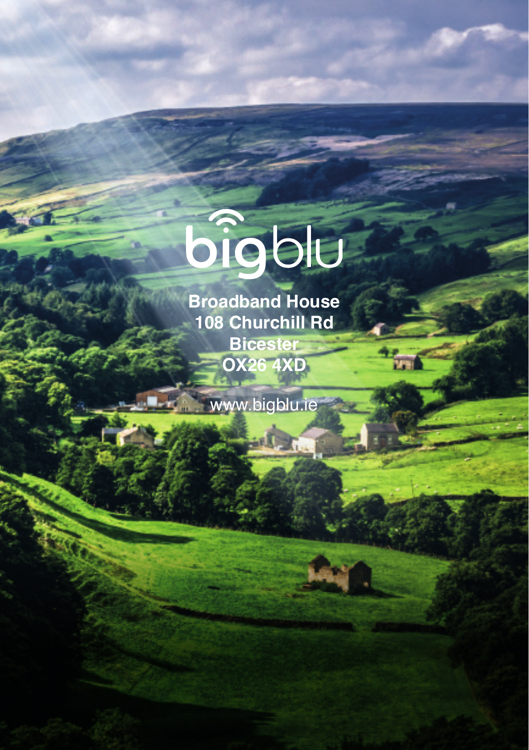bigblu

**Broadband House**
**108 Churchill Rd**
**Bicester**
**OX26 4XD**

www.bigblu.ie